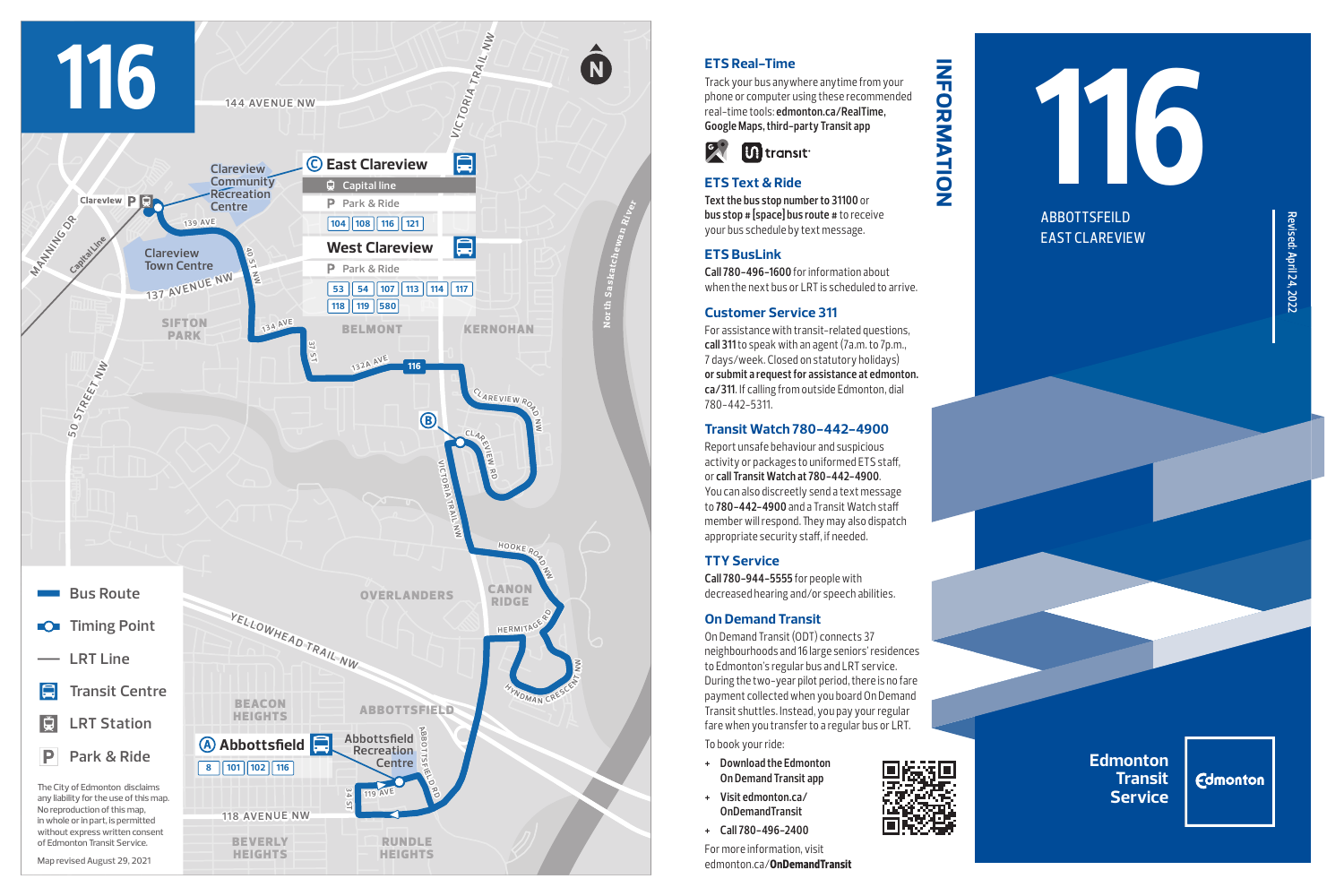# 116

## Map

144 AVENUE NW

VICTORIA TRAIL NW

**© East Clareview**
- Capital line
- P Park & Ride
- 104 | 108 | 116 | 121

**West Clareview**
- P Park & Ride
- 53 | 54 | 107 | 113 | 114 | 117 | 118 | 119 | 580

Clareview Community Recreation Centre

Clareview Town Centre

139 AVE · 137 AVENUE NW · 40 ST NW · 134 AVE · 37 ST · 132A AVE

SIFTON PARK · BELMONT · KERNOHAN

CLAREVIEW ROAD NW · CLAREVIEW RD · VICTORIA TRAIL NW

North Saskatchewan River

50 STREET NW · MANNING DR · Capital Line

OVERLANDERS · CANON RIDGE · HOOKE ROAD NW · HERMITAGE RD · HYNDMAN CRESCENT NW

YELLOWHEAD TRAIL NW

BEACON HEIGHTS · ABBOTTSFIELD · ABBOTTSFIELD RD

**Ⓐ Abbottsfield**
- 8 | 101 | 102 | 116

Abbottsfield Recreation Centre

119 AVE · 34 ST · 118 AVENUE NW

BEVERLY HEIGHTS · RUNDLE HEIGHTS

**Legend**
- Bus Route
- Timing Point
- LRT Line
- Transit Centre
- LRT Station
- P Park & Ride

The City of Edmonton disclaims any liability for the use of this map. No reproduction of this map, in whole or in part, is permitted without express written consent of Edmonton Transit Service.

Map revised August 29, 2021

# INFORMATION

## ETS Real-Time

Track your bus anywhere anytime from your phone or computer using these recommended real-time tools: **edmonton.ca/RealTime, Google Maps, third-party Transit app**

## ETS Text & Ride

**Text the bus stop number to 31100** or **bus stop # [space] bus route #** to receive your bus schedule by text message.

## ETS BusLink

**Call 780-496-1600** for information about when the next bus or LRT is scheduled to arrive.

## Customer Service 311

For assistance with transit-related questions, **call 311** to speak with an agent (7 a.m. to 7 p.m., 7 days/week. Closed on statutory holidays) **or submit a request for assistance at edmonton.ca/311**. If calling from outside Edmonton, dial 780-442-5311.

## Transit Watch 780-442-4900

Report unsafe behaviour and suspicious activity or packages to uniformed ETS staff, or **call Transit Watch at 780-442-4900**. You can also discreetly send a text message to **780-442-4900** and a Transit Watch staff member will respond. They may also dispatch appropriate security staff, if needed.

## TTY Service

**Call 780-944-5555** for people with decreased hearing and/or speech abilities.

## On Demand Transit

On Demand Transit (ODT) connects 37 neighbourhoods and 16 large seniors' residences to Edmonton's regular bus and LRT service. During the two-year pilot period, there is no fare payment collected when you board On Demand Transit shuttles. Instead, you pay your regular fare when you transfer to a regular bus or LRT.

To book your ride:

- Download the Edmonton On Demand Transit app
- Visit edmonton.ca/OnDemandTransit
- Call 780-496-2400

For more information, visit edmonton.ca/**OnDemandTransit**

# 116

ABBOTTSFEILD
EAST CLAREVIEW

Revised: April 24, 2022

**Edmonton Transit Service**

Edmonton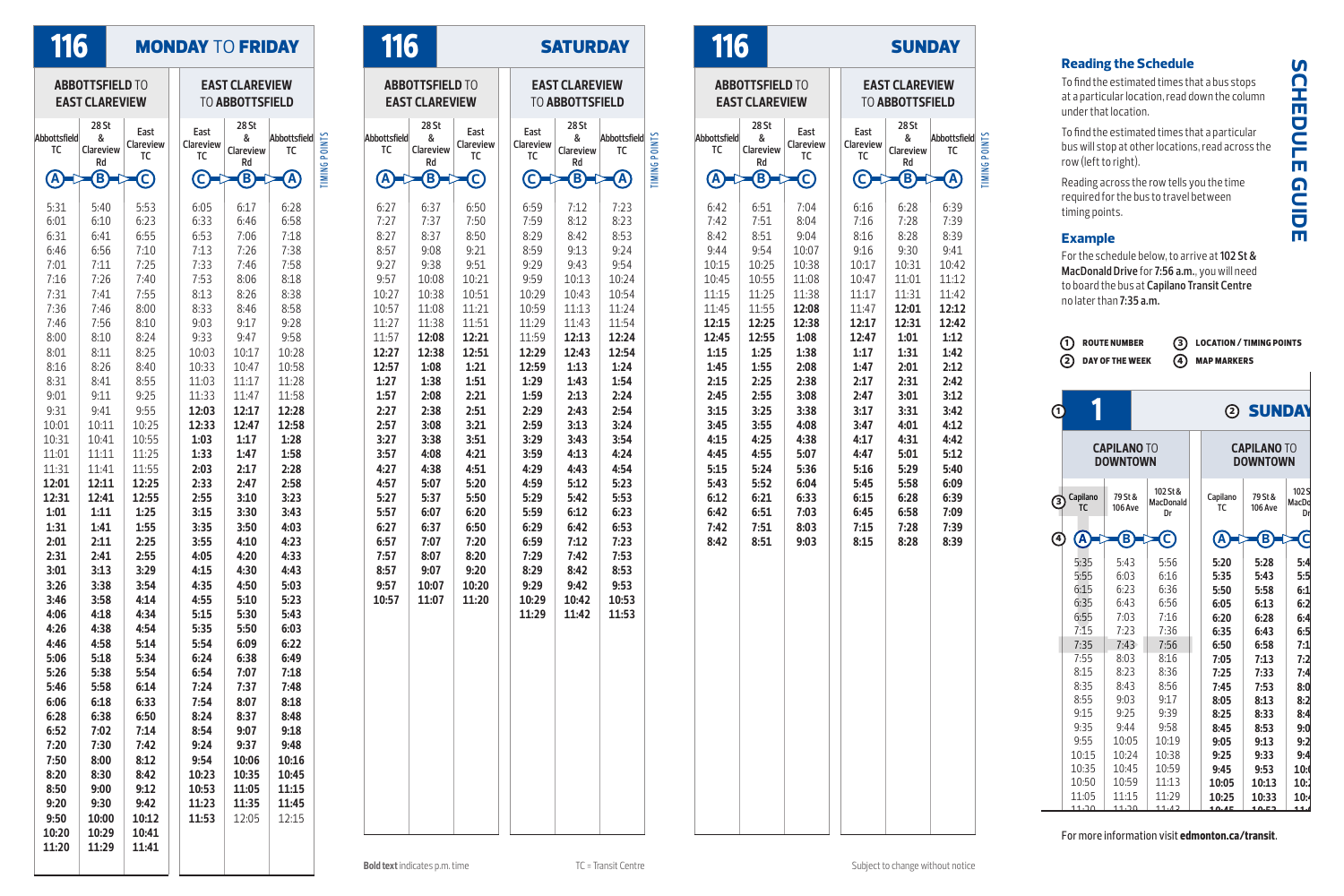# 116 MONDAY TO FRIDAY

| ABBOTTSFIELD TO EAST CLAREVIEW | | | EAST CLAREVIEW TO ABBOTTSFIELD | | |
|---|---|---|---|---|---|
| Abbottsfield TC (A) | 28 St & Clareview Rd (B) | East Clareview TC (C) | East Clareview TC (C) | 28 St & Clareview Rd (B) | Abbottsfield TC (A) |
| 5:31 | 5:40 | 5:53 | 6:05 | 6:17 | 6:28 |
| 6:01 | 6:10 | 6:23 | 6:33 | 6:46 | 6:58 |
| 6:31 | 6:41 | 6:55 | 6:53 | 7:06 | 7:18 |
| 6:46 | 6:56 | 7:10 | 7:13 | 7:26 | 7:38 |
| 7:01 | 7:11 | 7:25 | 7:33 | 7:46 | 7:58 |
| 7:16 | 7:26 | 7:40 | 7:53 | 8:06 | 8:18 |
| 7:31 | 7:41 | 7:55 | 8:13 | 8:26 | 8:38 |
| 7:36 | 7:46 | 8:00 | 8:33 | 8:46 | 8:58 |
| 7:46 | 7:56 | 8:10 | 9:03 | 9:17 | 9:28 |
| 8:00 | 8:10 | 8:24 | 9:33 | 9:47 | 9:58 |
| 8:01 | 8:11 | 8:25 | 10:03 | 10:17 | 10:28 |
| 8:16 | 8:26 | 8:40 | 10:33 | 10:47 | 10:58 |
| 8:31 | 8:41 | 8:55 | 11:03 | 11:17 | 11:28 |
| 9:01 | 9:11 | 9:25 | 11:33 | 11:47 | 11:58 |
| 9:31 | 9:41 | 9:55 | **12:03** | **12:17** | **12:28** |
| 10:01 | 10:11 | 10:25 | **12:33** | **12:47** | **12:58** |
| 10:31 | 10:41 | 10:55 | **1:03** | **1:17** | **1:28** |
| 11:01 | 11:11 | 11:25 | **1:33** | **1:47** | **1:58** |
| 11:31 | 11:41 | 11:55 | **2:03** | **2:17** | **2:28** |
| **12:01** | **12:11** | **12:25** | **2:33** | **2:47** | **2:58** |
| **12:31** | **12:41** | **12:55** | **2:55** | **3:10** | **3:23** |
| **1:01** | **1:11** | **1:25** | **3:15** | **3:30** | **3:43** |
| **1:31** | **1:41** | **1:55** | **3:35** | **3:50** | **4:03** |
| **2:01** | **2:11** | **2:25** | **3:55** | **4:10** | **4:23** |
| **2:31** | **2:41** | **2:55** | **4:05** | **4:20** | **4:33** |
| **3:01** | **3:13** | **3:29** | **4:15** | **4:30** | **4:43** |
| **3:26** | **3:38** | **3:54** | **4:35** | **4:50** | **5:03** |
| **3:46** | **3:58** | **4:14** | **4:55** | **5:10** | **5:23** |
| **4:06** | **4:18** | **4:34** | **5:15** | **5:30** | **5:43** |
| **4:26** | **4:38** | **4:54** | **5:35** | **5:50** | **6:03** |
| **4:46** | **4:58** | **5:14** | **5:54** | **6:09** | **6:22** |
| **5:06** | **5:18** | **5:34** | **6:24** | **6:38** | **6:49** |
| **5:26** | **5:38** | **5:54** | **6:54** | **7:07** | **7:18** |
| **5:46** | **5:58** | **6:14** | **7:24** | **7:37** | **7:48** |
| **6:06** | **6:18** | **6:33** | **7:54** | **8:07** | **8:18** |
| **6:28** | **6:38** | **6:50** | **8:24** | **8:37** | **8:48** |
| **6:52** | **7:02** | **7:14** | **8:54** | **9:07** | **9:18** |
| **7:20** | **7:30** | **7:42** | **9:24** | **9:37** | **9:48** |
| **7:50** | **8:00** | **8:12** | **9:54** | **10:06** | **10:16** |
| **8:20** | **8:30** | **8:42** | **10:23** | **10:35** | **10:45** |
| **8:50** | **9:00** | **9:12** | **10:53** | **11:05** | **11:15** |
| **9:20** | **9:30** | **9:42** | **11:23** | **11:35** | **11:45** |
| **9:50** | **10:00** | **10:12** | **11:53** | 12:05 | 12:15 |
| **10:20** | **10:29** | **10:41** | | | |
| **11:20** | **11:29** | **11:41** | | | |

# 116 SATURDAY

| ABBOTTSFIELD TO EAST CLAREVIEW | | | EAST CLAREVIEW TO ABBOTTSFIELD | | |
|---|---|---|---|---|---|
| Abbottsfield TC (A) | 28 St & Clareview Rd (B) | East Clareview TC (C) | East Clareview TC (C) | 28 St & Clareview Rd (B) | Abbottsfield TC (A) |
| 6:27 | 6:37 | 6:50 | 6:59 | 7:12 | 7:23 |
| 7:27 | 7:37 | 7:50 | 7:59 | 8:12 | 8:23 |
| 8:27 | 8:37 | 8:50 | 8:29 | 8:42 | 8:53 |
| 8:57 | 9:08 | 9:21 | 8:59 | 9:13 | 9:24 |
| 9:27 | 9:38 | 9:51 | 9:29 | 9:43 | 9:54 |
| 9:57 | 10:08 | 10:21 | 9:59 | 10:13 | 10:24 |
| 10:27 | 10:38 | 10:51 | 10:29 | 10:43 | 10:54 |
| 10:57 | 11:08 | 11:21 | 10:59 | 11:13 | 11:24 |
| 11:27 | 11:38 | 11:51 | 11:29 | 11:43 | 11:54 |
| 11:57 | **12:08** | **12:21** | 11:59 | **12:13** | **12:24** |
| **12:27** | **12:38** | **12:51** | **12:29** | **12:43** | **12:54** |
| **12:57** | **1:08** | **1:21** | **12:59** | **1:13** | **1:24** |
| **1:27** | **1:38** | **1:51** | **1:29** | **1:43** | **1:54** |
| **1:57** | **2:08** | **2:21** | **1:59** | **2:13** | **2:24** |
| **2:27** | **2:38** | **2:51** | **2:29** | **2:43** | **2:54** |
| **2:57** | **3:08** | **3:21** | **2:59** | **3:13** | **3:24** |
| **3:27** | **3:38** | **3:51** | **3:29** | **3:43** | **3:54** |
| **3:57** | **4:08** | **4:21** | **3:59** | **4:13** | **4:24** |
| **4:27** | **4:38** | **4:51** | **4:29** | **4:43** | **4:54** |
| **4:57** | **5:07** | **5:20** | **4:59** | **5:12** | **5:23** |
| **5:27** | **5:37** | **5:50** | **5:29** | **5:42** | **5:53** |
| **5:57** | **6:07** | **6:20** | **5:59** | **6:12** | **6:23** |
| **6:27** | **6:37** | **6:50** | **6:29** | **6:42** | **6:53** |
| **6:57** | **7:07** | **7:20** | **6:59** | **7:12** | **7:23** |
| **7:57** | **8:07** | **8:20** | **7:29** | **7:42** | **7:53** |
| **8:57** | **9:07** | **9:20** | **8:29** | **8:42** | **8:53** |
| **9:57** | **10:07** | **10:20** | **9:29** | **9:42** | **9:53** |
| **10:57** | **11:07** | **11:20** | **10:29** | **10:42** | **10:53** |
| | | | **11:29** | **11:42** | **11:53** |

# 116 SUNDAY

| ABBOTTSFIELD TO EAST CLAREVIEW | | | EAST CLAREVIEW TO ABBOTTSFIELD | | |
|---|---|---|---|---|---|
| Abbottsfield TC (A) | 28 St & Clareview Rd (B) | East Clareview TC (C) | East Clareview TC (C) | 28 St & Clareview Rd (B) | Abbottsfield TC (A) |
| 6:42 | 6:51 | 7:04 | 6:16 | 6:28 | 6:39 |
| 7:42 | 7:51 | 8:04 | 7:16 | 7:28 | 7:39 |
| 8:42 | 8:51 | 9:04 | 8:16 | 8:28 | 8:39 |
| 9:44 | 9:54 | 10:07 | 9:16 | 9:30 | 9:41 |
| 10:15 | 10:25 | 10:38 | 10:17 | 10:31 | 10:42 |
| 10:45 | 10:55 | 11:08 | 10:47 | 11:01 | 11:12 |
| 11:15 | 11:25 | 11:38 | 11:17 | 11:31 | 11:42 |
| 11:45 | 11:55 | **12:08** | 11:47 | **12:01** | **12:12** |
| **12:15** | **12:25** | **12:38** | **12:17** | **12:31** | **12:42** |
| **12:45** | **12:55** | **1:08** | **12:47** | **1:01** | **1:12** |
| **1:15** | **1:25** | **1:38** | **1:17** | **1:31** | **1:42** |
| **1:45** | **1:55** | **2:08** | **1:47** | **2:01** | **2:12** |
| **2:15** | **2:25** | **2:38** | **2:17** | **2:31** | **2:42** |
| **2:45** | **2:55** | **3:08** | **2:47** | **3:01** | **3:12** |
| **3:15** | **3:25** | **3:38** | **3:17** | **3:31** | **3:42** |
| **3:45** | **3:55** | **4:08** | **3:47** | **4:01** | **4:12** |
| **4:15** | **4:25** | **4:38** | **4:17** | **4:31** | **4:42** |
| **4:45** | **4:55** | **5:07** | **4:47** | **5:01** | **5:12** |
| **5:15** | **5:24** | **5:36** | **5:16** | **5:29** | **5:40** |
| **5:43** | **5:52** | **6:04** | **5:45** | **5:58** | **6:09** |
| **6:12** | **6:21** | **6:33** | **6:15** | **6:28** | **6:39** |
| **6:42** | **6:51** | **7:03** | **6:45** | **6:58** | **7:09** |
| **7:42** | **7:51** | **8:03** | **7:15** | **7:28** | **7:39** |
| **8:42** | **8:51** | **9:03** | **8:15** | **8:28** | **8:39** |

TIMING POINTS

**Bold text** indicates p.m. time

TC = Transit Centre

Subject to change without notice

# SCHEDULE GUIDE

## Reading the Schedule

To find the estimated times that a bus stops at a particular location, read down the column under that location.

To find the estimated times that a particular bus will stop at other locations, read across the row (left to right).

Reading across the row tells you the time required for the bus to travel between timing points.

## Example

For the schedule below, to arrive at **102 St & MacDonald Drive** for **7:56 a.m.**, you will need to board the bus at **Capilano Transit Centre** no later than **7:35 a.m.**

1. ROUTE NUMBER
2. DAY OF THE WEEK
3. LOCATION / TIMING POINTS
4. MAP MARKERS

**1 — SUNDAY**

| CAPILANO TO DOWNTOWN | | | CAPILANO TO DOWNTOWN | | |
|---|---|---|---|---|---|
| Capilano TC (A) | 79 St & 106 Ave (B) | 102 St & MacDonald Dr (C) | Capilano TC (A) | 79 St & 106 Ave (B) | 102 St & MacDonald Dr (C) |
| 5:35 | 5:43 | 5:56 | **5:20** | **5:28** | **5:4** |
| 5:55 | 6:03 | 6:16 | **5:35** | **5:43** | **5:5** |
| 6:15 | 6:23 | 6:36 | **5:50** | **5:58** | **6:1** |
| 6:35 | 6:43 | 6:56 | **6:05** | **6:13** | **6:2** |
| 6:55 | 7:03 | 7:16 | **6:20** | **6:28** | **6:4** |
| 7:15 | 7:23 | 7:36 | **6:35** | **6:43** | **6:5** |
| 7:35 | 7:43 | 7:56 | **6:50** | **6:58** | **7:1** |
| 7:55 | 8:03 | 8:16 | **7:05** | **7:13** | **7:2** |
| 8:15 | 8:23 | 8:36 | **7:25** | **7:33** | **7:4** |
| 8:35 | 8:43 | 8:56 | **7:45** | **7:53** | **8:0** |
| 8:55 | 9:03 | 9:17 | **8:05** | **8:13** | **8:2** |
| 9:15 | 9:25 | 9:39 | **8:25** | **8:33** | **8:4** |
| 9:35 | 9:44 | 9:58 | **8:45** | **8:53** | **9:0** |
| 9:55 | 10:05 | 10:19 | **9:05** | **9:13** | **9:2** |
| 10:15 | 10:24 | 10:38 | **9:25** | **9:33** | **9:4** |
| 10:35 | 10:45 | 10:59 | **9:45** | **9:53** | **10:** |
| 10:50 | 10:59 | 11:13 | **10:05** | **10:13** | **10:** |
| 11:05 | 11:15 | 11:29 | **10:25** | **10:33** | **10:** |

For more information visit **edmonton.ca/transit**.